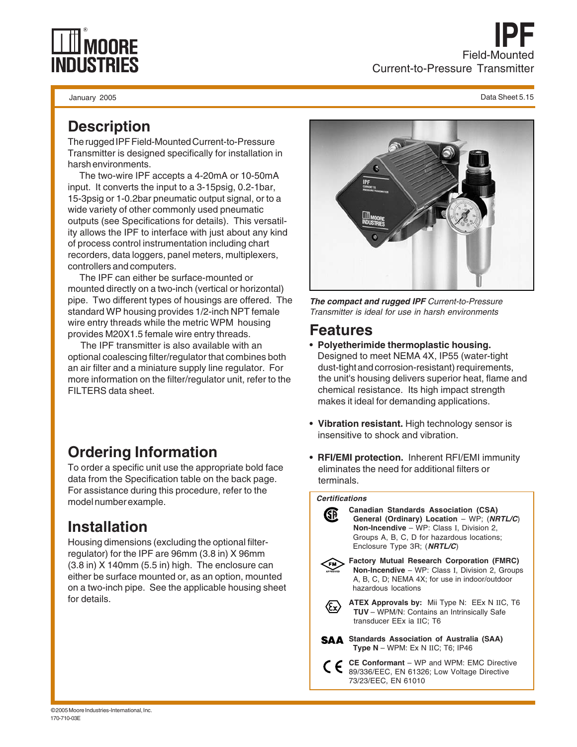# IPF

Field-Mounted
Current-to-Pressure Transmitter

January 2005

Data Sheet 5.15

## Description

The rugged IPF Field-Mounted Current-to-Pressure Transmitter is designed specifically for installation in harsh environments.

The two-wire IPF accepts a 4-20mA or 10-50mA input. It converts the input to a 3-15psig, 0.2-1bar, 15-3psig or 1-0.2bar pneumatic output signal, or to a wide variety of other commonly used pneumatic outputs (see Specifications for details). This versatility allows the IPF to interface with just about any kind of process control instrumentation including chart recorders, data loggers, panel meters, multiplexers, controllers and computers.

The IPF can either be surface-mounted or mounted directly on a two-inch (vertical or horizontal) pipe. Two different types of housings are offered. The standard WP housing provides 1/2-inch NPT female wire entry threads while the metric WPM housing provides M20X1.5 female wire entry threads.

The IPF transmitter is also available with an optional coalescing filter/regulator that combines both an air filter and a miniature supply line regulator. For more information on the filter/regulator unit, refer to the FILTERS data sheet.

***The compact and rugged IPF** Current-to-Pressure Transmitter is ideal for use in harsh environments*

## Features

- **Polyetherimide thermoplastic housing.** Designed to meet NEMA 4X, IP55 (water-tight dust-tight and corrosion-resistant) requirements, the unit's housing delivers superior heat, flame and chemical resistance. Its high impact strength makes it ideal for demanding applications.
- **Vibration resistant.** High technology sensor is insensitive to shock and vibration.
- **RFI/EMI protection.** Inherent RFI/EMI immunity eliminates the need for additional filters or terminals.

## Ordering Information

To order a specific unit use the appropriate bold face data from the Specification table on the back page. For assistance during this procedure, refer to the model number example.

## Installation

Housing dimensions (excluding the optional filter-regulator) for the IPF are 96mm (3.8 in) X 96mm (3.8 in) X 140mm (5.5 in) high. The enclosure can either be surface mounted or, as an option, mounted on a two-inch pipe. See the applicable housing sheet for details.

### *Certifications*

**Canadian Standards Association (CSA)**
**General (Ordinary) Location** – WP; (***NRTL/C***)
**Non-Incendive** – WP: Class I, Division 2, Groups A, B, C, D for hazardous locations; Enclosure Type 3R; (***NRTL/C***)

**Factory Mutual Research Corporation (FMRC)**
**Non-Incendive** – WP: Class I, Division 2, Groups A, B, C, D; NEMA 4X; for use in indoor/outdoor hazardous locations

**ATEX Approvals by:** Mii Type N: EEx N IIC, T6
**TUV** – WPM/N: Contains an Intrinsically Safe transducer EEx ia IIC; T6

**Standards Association of Australia (SAA)**
**Type N** – WPM: Ex N IIC; T6; IP46

**CE Conformant** – WP and WPM: EMC Directive 89/336/EEC, EN 61326; Low Voltage Directive 73/23/EEC, EN 61010

©2005 Moore Industries-International, Inc.
170-710-03E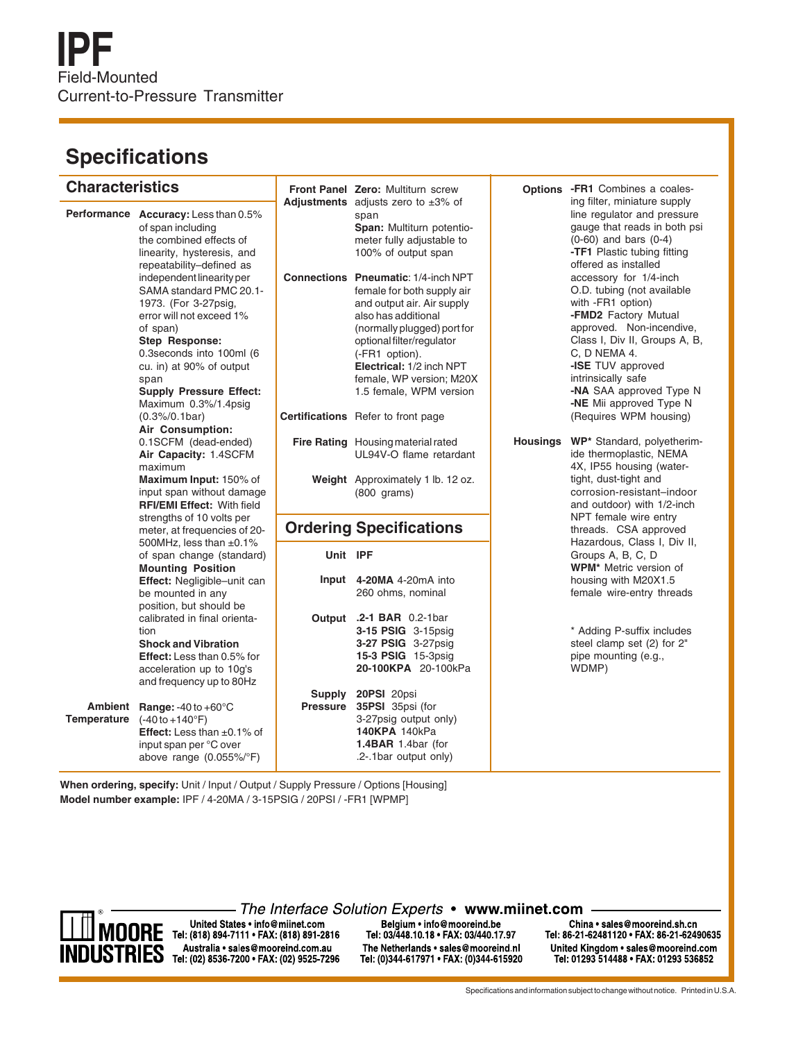# IPF

Field-Mounted
Current-to-Pressure Transmitter

## Specifications

### Characteristics

**Performance**

**Accuracy:** Less than 0.5% of span including the combined effects of linearity, hysteresis, and repeatability–defined as independent linearity per SAMA standard PMC 20.1-1973. (For 3-27psig, error will not exceed 1% of span)

**Step Response:** 0.3seconds into 100ml (6 cu. in) at 90% of output span

**Supply Pressure Effect:** Maximum 0.3%/1.4psig (0.3%/0.1bar)

**Air Consumption:** 0.1SCFM (dead-ended)

**Air Capacity:** 1.4SCFM maximum

**Maximum Input:** 150% of input span without damage

**RFI/EMI Effect:** With field strengths of 10 volts per meter, at frequencies of 20-500MHz, less than ±0.1% of span change (standard)

**Mounting Position Effect:** Negligible–unit can be mounted in any position, but should be calibrated in final orientation

**Shock and Vibration Effect:** Less than 0.5% for acceleration up to 10g's and frequency up to 80Hz

**Ambient Temperature**

**Range:** -40 to +60°C (-40 to +140°F)

**Effect:** Less than ±0.1% of input span per °C over above range (0.055%/°F)

**Front Panel Adjustments**

**Zero:** Multiturn screw adjusts zero to ±3% of span

**Span:** Multiturn potentiometer fully adjustable to 100% of output span

**Connections**

**Pneumatic**: 1/4-inch NPT female for both supply air and output air. Air supply also has additional (normally plugged) port for optional filter/regulator (-FR1 option).

**Electrical:** 1/2 inch NPT female, WP version; M20X 1.5 female, WPM version

**Certifications** Refer to front page

**Fire Rating** Housing material rated UL94V-O flame retardant

**Weight** Approximately 1 lb. 12 oz. (800 grams)

### Ordering Specifications

**Unit** IPF

**Input** **4-20MA** 4-20mA into 260 ohms, nominal

**Output**

- **.2-1 BAR** 0.2-1bar
- **3-15 PSIG** 3-15psig
- **3-27 PSIG** 3-27psig
- **15-3 PSIG** 15-3psig
- **20-100KPA** 20-100kPa

**Supply Pressure**

- **20PSI** 20psi
- **35PSI** 35psi (for 3-27psig output only)
- **140KPA** 140kPa
- **1.4BAR** 1.4bar (for .2-.1bar output only)

**Options**

**-FR1** Combines a coalescing filter, miniature supply line regulator and pressure gauge that reads in both psi (0-60) and bars (0-4)

**-TF1** Plastic tubing fitting offered as installed accessory for 1/4-inch O.D. tubing (not available with -FR1 option)

**-FMD2** Factory Mutual approved. Non-incendive, Class I, Div II, Groups A, B, C, D NEMA 4.

**-ISE** TUV approved intrinsically safe

**-NA** SAA approved Type N

**-NE** Mii approved Type N (Requires WPM housing)

**Housings**

**WP*** Standard, polyetherimide thermoplastic, NEMA 4X, IP55 housing (watertight, dust-tight and corrosion-resistant–indoor and outdoor) with 1/2-inch NPT female wire entry threads. CSA approved Hazardous, Class I, Div II, Groups A, B, C, D

**WPM*** Metric version of housing with M20X1.5 female wire-entry threads

* Adding P-suffix includes steel clamp set (2) for 2" pipe mounting (e.g., WDMP)

**When ordering, specify:** Unit / Input / Output / Supply Pressure / Options [Housing]
**Model number example:** IPF / 4-20MA / 3-15PSIG / 20PSI / -FR1 [WPMP]

*The Interface Solution Experts* • **www.miinet.com**

MOORE INDUSTRIES

United States • info@miinet.com
Tel: (818) 894-7111 • FAX: (818) 891-2816

Australia • sales@mooreind.com.au
Tel: (02) 8536-7200 • FAX: (02) 9525-7296

Belgium • info@mooreind.be
Tel: 03/448.10.18 • FAX: 03/440.17.97

The Netherlands • sales@mooreind.nl
Tel: (0)344-617971 • FAX: (0)344-615920

China • sales@mooreind.sh.cn
Tel: 86-21-62481120 • FAX: 86-21-62490635

United Kingdom • sales@mooreind.com
Tel: 01293 514488 • FAX: 01293 536852

Specifications and information subject to change without notice. Printed in U.S.A.